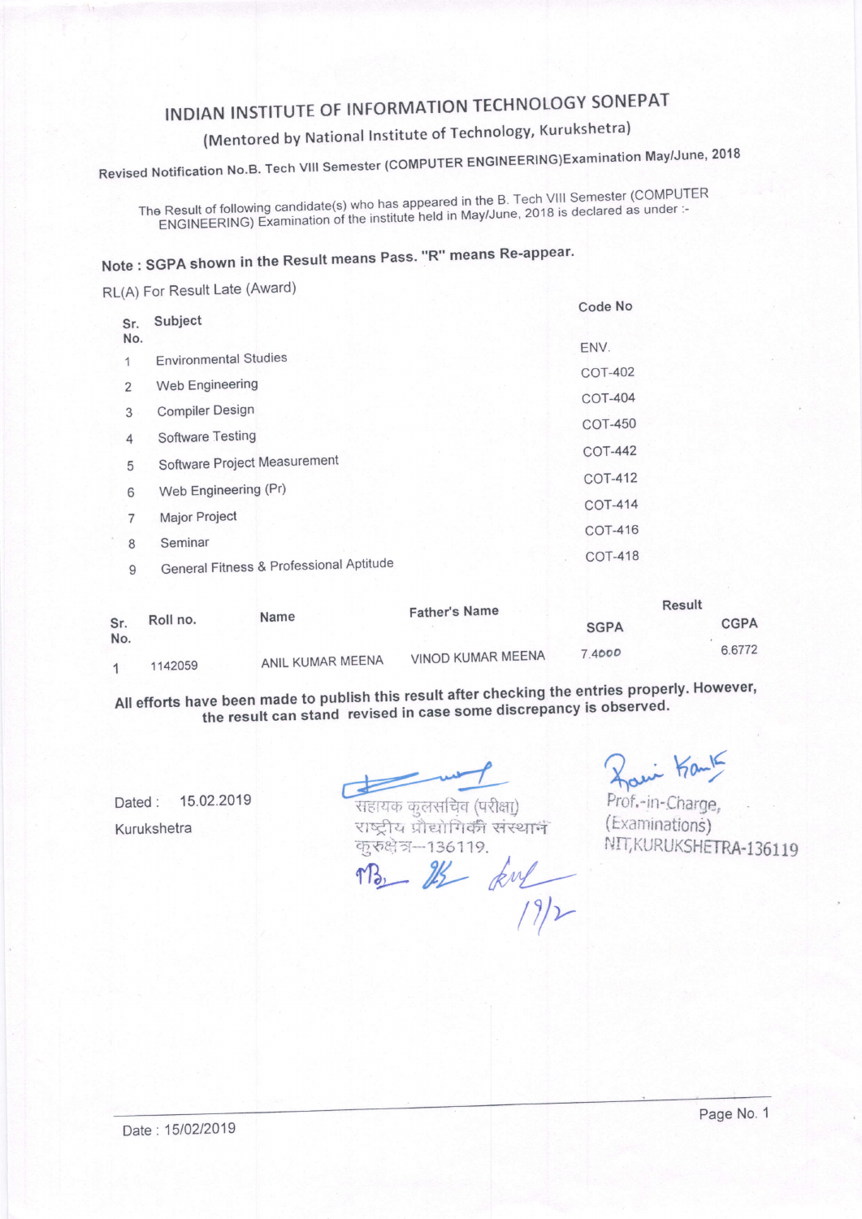# INDIAN INSTITUTE OF INFORMATION TECHNOLOGY SONEPAT

## (Mentored by National Institute of Technology, Kurukshetra)

Revised Notification No.B. Tech VIII Semester (COMPUTER ENGINEERING)Examination May/June, 2018

The Result of following candidate(s) who has appeared in the B. Tech VIII Semester (COMPUTER ENGINEERING) Examination of the institute held in May/June, 2018 is declared as under :-

**Note : SGPA shown in the Result means Pass. "R" means Re-appear.**

RL(A) For Result Late (Award)

| Sr. No. | Subject | Code No |
|---|---|---|
| 1 | Environmental Studies | ENV. |
| 2 | Web Engineering | COT-402 |
| 3 | Compiler Design | COT-404 |
| 4 | Software Testing | COT-450 |
| 5 | Software Project Measurement | COT-442 |
| 6 | Web Engineering (Pr) | COT-412 |
| 7 | Major Project | COT-414 |
| 8 | Seminar | COT-416 |
| 9 | General Fitness & Professional Aptitude | COT-418 |

| Sr. No. | Roll no. | Name | Father's Name | Result SGPA | Result CGPA |
|---|---|---|---|---|---|
| 1 | 1142059 | ANIL KUMAR MEENA | VINOD KUMAR MEENA | 7.4000 | 6.6772 |

**All efforts have been made to publish this result after checking the entries properly. However, the result can stand revised in case some discrepancy is observed.**

Dated : 15.02.2019

Kurukshetra

सहायक कुलसचिव (परीक्षा)
राष्ट्रीय प्रौद्योगिकी संस्थान
कुरुक्षेत्र—136119.

19/2

Prof.-in-Charge,
(Examinations)
NIT,KURUKSHETRA-136119

Date : 15/02/2019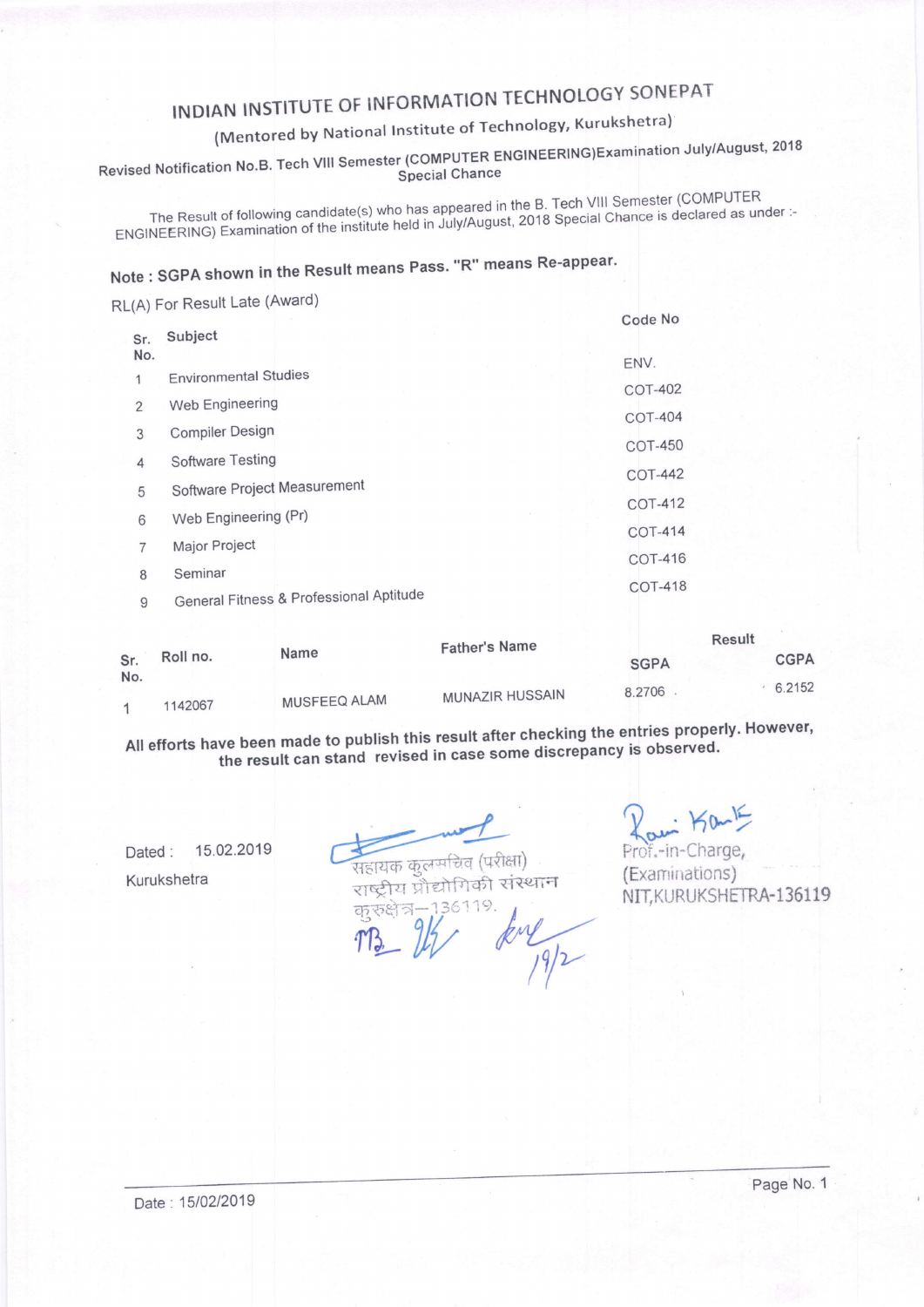# INDIAN INSTITUTE OF INFORMATION TECHNOLOGY SONEPAT

## (Mentored by National Institute of Technology, Kurukshetra)

Revised Notification No.B. Tech VIII Semester (COMPUTER ENGINEERING)Examination July/August, 2018
Special Chance

The Result of following candidate(s) who has appeared in the B. Tech VIII Semester (COMPUTER ENGINEERING) Examination of the institute held in July/August, 2018 Special Chance is declared as under :-

**Note : SGPA shown in the Result means Pass. "R" means Re-appear.**

RL(A) For Result Late (Award)

| Sr. No. | Subject | Code No |
|---|---|---|
| 1 | Environmental Studies | ENV. |
| 2 | Web Engineering | COT-402 |
| 3 | Compiler Design | COT-404 |
| 4 | Software Testing | COT-450 |
| 5 | Software Project Measurement | COT-442 |
| 6 | Web Engineering (Pr) | COT-412 |
| 7 | Major Project | COT-414 |
| 8 | Seminar | COT-416 |
| 9 | General Fitness & Professional Aptitude | COT-418 |

| Sr. No. | Roll no. | Name | Father's Name | Result | |
|---|---|---|---|---|---|
| | | | | SGPA | CGPA |
| 1 | 1142067 | MUSFEEQ ALAM | MUNAZIR HUSSAIN | 8.2706 | 6.2152 |

**All efforts have been made to publish this result after checking the entries properly. However, the result can stand revised in case some discrepancy is observed.**

Dated : 15.02.2019

Kurukshetra

सहायक कुलसचिव (परीक्षा)
राष्ट्रीय प्रौद्योगिकी संस्थान
कुरुक्षेत्र–136119.

19/2

Prof.-in-Charge,
(Examinations)
NIT,KURUKSHETRA-136119

Date : 15/02/2019